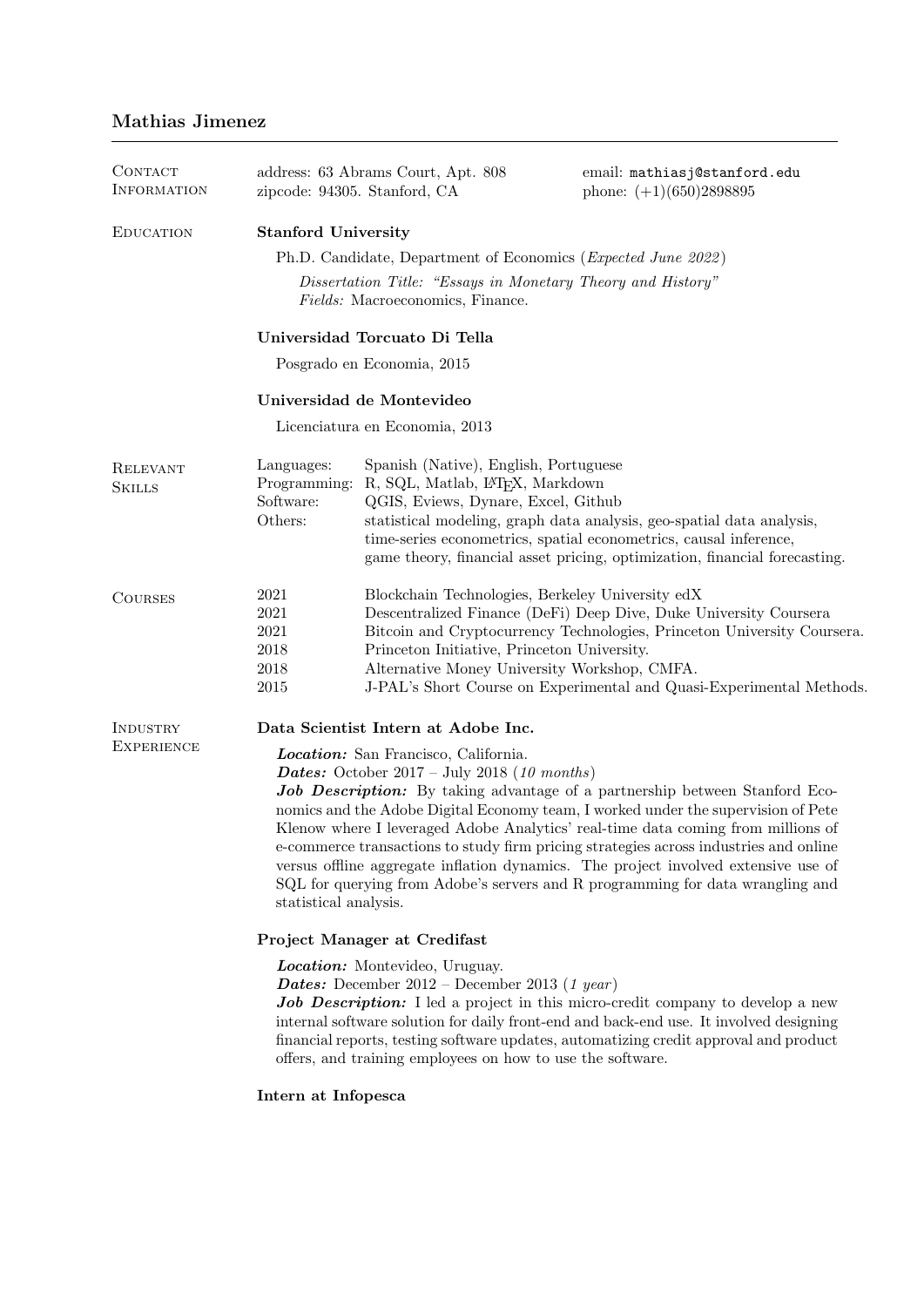# Mathias Jimenez

## Contact Information

address: 63 Abrams Court, Apt. 808
zipcode: 94305. Stanford, CA

email: `mathiasj@stanford.edu`
phone: (+1)(650)2898895

## Education

**Stanford University**

Ph.D. Candidate, Department of Economics (*Expected June 2022*)

*Dissertation Title: "Essays in Monetary Theory and History"*
*Fields:* Macroeconomics, Finance.

**Universidad Torcuato Di Tella**

Posgrado en Economia, 2015

**Universidad de Montevideo**

Licenciatura en Economia, 2013

## Relevant Skills

| | |
|---|---|
| Languages: | Spanish (Native), English, Portuguese |
| Programming: | R, SQL, Matlab, LaTeX, Markdown |
| Software: | QGIS, Eviews, Dynare, Excel, Github |
| Others: | statistical modeling, graph data analysis, geo-spatial data analysis, time-series econometrics, spatial econometrics, causal inference, game theory, financial asset pricing, optimization, financial forecasting. |

## Courses

| | |
|---|---|
| 2021 | Blockchain Technologies, Berkeley University edX |
| 2021 | Descentralized Finance (DeFi) Deep Dive, Duke University Coursera |
| 2021 | Bitcoin and Cryptocurrency Technologies, Princeton University Coursera. |
| 2018 | Princeton Initiative, Princeton University. |
| 2018 | Alternative Money University Workshop, CMFA. |
| 2015 | J-PAL's Short Course on Experimental and Quasi-Experimental Methods. |

## Industry Experience

**Data Scientist Intern at Adobe Inc.**

***Location:*** San Francisco, California.
***Dates:*** October 2017 – July 2018 (*10 months*)
***Job Description:*** By taking advantage of a partnership between Stanford Economics and the Adobe Digital Economy team, I worked under the supervision of Pete Klenow where I leveraged Adobe Analytics' real-time data coming from millions of e-commerce transactions to study firm pricing strategies across industries and online versus offline aggregate inflation dynamics. The project involved extensive use of SQL for querying from Adobe's servers and R programming for data wrangling and statistical analysis.

**Project Manager at Credifast**

***Location:*** Montevideo, Uruguay.
***Dates:*** December 2012 – December 2013 (*1 year*)
***Job Description:*** I led a project in this micro-credit company to develop a new internal software solution for daily front-end and back-end use. It involved designing financial reports, testing software updates, automatizing credit approval and product offers, and training employees on how to use the software.

**Intern at Infopesca**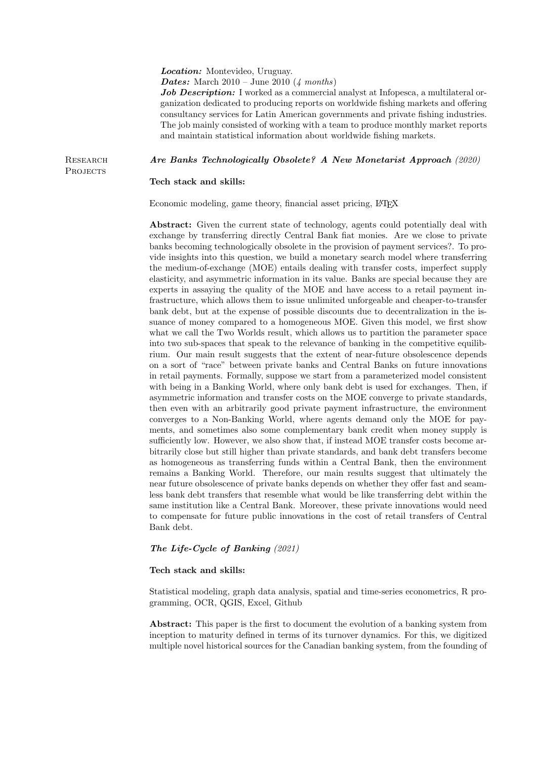***Location:*** Montevideo, Uruguay.
***Dates:*** March 2010 – June 2010 (*4 months*)
***Job Description:*** I worked as a commercial analyst at Infopesca, a multilateral organization dedicated to producing reports on worldwide fishing markets and offering consultancy services for Latin American governments and private fishing industries. The job mainly consisted of working with a team to produce monthly market reports and maintain statistical information about worldwide fishing markets.

## Research Projects

***Are Banks Technologically Obsolete? A New Monetarist Approach*** *(2020)*

**Tech stack and skills:**

Economic modeling, game theory, financial asset pricing, LaTeX

**Abstract:** Given the current state of technology, agents could potentially deal with exchange by transferring directly Central Bank fiat monies. Are we close to private banks becoming technologically obsolete in the provision of payment services?. To provide insights into this question, we build a monetary search model where transferring the medium-of-exchange (MOE) entails dealing with transfer costs, imperfect supply elasticity, and asymmetric information in its value. Banks are special because they are experts in assaying the quality of the MOE and have access to a retail payment infrastructure, which allows them to issue unlimited unforgeable and cheaper-to-transfer bank debt, but at the expense of possible discounts due to decentralization in the issuance of money compared to a homogeneous MOE. Given this model, we first show what we call the Two Worlds result, which allows us to partition the parameter space into two sub-spaces that speak to the relevance of banking in the competitive equilibrium. Our main result suggests that the extent of near-future obsolescence depends on a sort of "race" between private banks and Central Banks on future innovations in retail payments. Formally, suppose we start from a parameterized model consistent with being in a Banking World, where only bank debt is used for exchanges. Then, if asymmetric information and transfer costs on the MOE converge to private standards, then even with an arbitrarily good private payment infrastructure, the environment converges to a Non-Banking World, where agents demand only the MOE for payments, and sometimes also some complementary bank credit when money supply is sufficiently low. However, we also show that, if instead MOE transfer costs become arbitrarily close but still higher than private standards, and bank debt transfers become as homogeneous as transferring funds within a Central Bank, then the environment remains a Banking World. Therefore, our main results suggest that ultimately the near future obsolescence of private banks depends on whether they offer fast and seamless bank debt transfers that resemble what would be like transferring debt within the same institution like a Central Bank. Moreover, these private innovations would need to compensate for future public innovations in the cost of retail transfers of Central Bank debt.

***The Life-Cycle of Banking*** *(2021)*

**Tech stack and skills:**

Statistical modeling, graph data analysis, spatial and time-series econometrics, R programming, OCR, QGIS, Excel, Github

**Abstract:** This paper is the first to document the evolution of a banking system from inception to maturity defined in terms of its turnover dynamics. For this, we digitized multiple novel historical sources for the Canadian banking system, from the founding of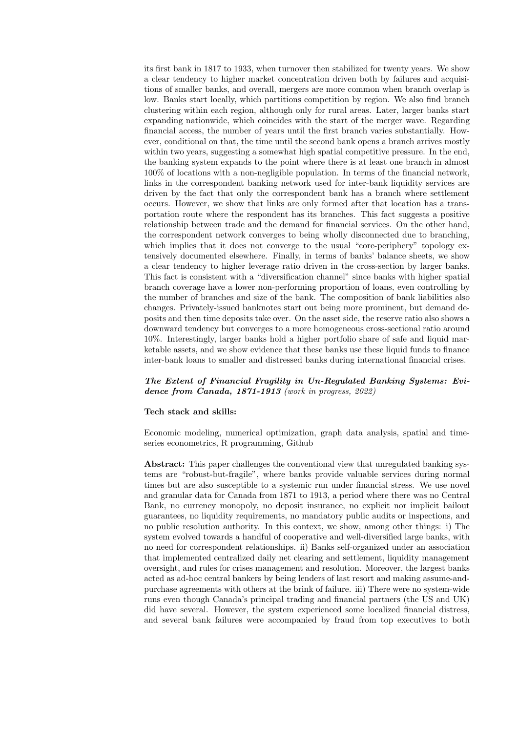its first bank in 1817 to 1933, when turnover then stabilized for twenty years. We show a clear tendency to higher market concentration driven both by failures and acquisitions of smaller banks, and overall, mergers are more common when branch overlap is low. Banks start locally, which partitions competition by region. We also find branch clustering within each region, although only for rural areas. Later, larger banks start expanding nationwide, which coincides with the start of the merger wave. Regarding financial access, the number of years until the first branch varies substantially. However, conditional on that, the time until the second bank opens a branch arrives mostly within two years, suggesting a somewhat high spatial competitive pressure. In the end, the banking system expands to the point where there is at least one branch in almost 100% of locations with a non-negligible population. In terms of the financial network, links in the correspondent banking network used for inter-bank liquidity services are driven by the fact that only the correspondent bank has a branch where settlement occurs. However, we show that links are only formed after that location has a transportation route where the respondent has its branches. This fact suggests a positive relationship between trade and the demand for financial services. On the other hand, the correspondent network converges to being wholly disconnected due to branching, which implies that it does not converge to the usual "core-periphery" topology extensively documented elsewhere. Finally, in terms of banks' balance sheets, we show a clear tendency to higher leverage ratio driven in the cross-section by larger banks. This fact is consistent with a "diversification channel" since banks with higher spatial branch coverage have a lower non-performing proportion of loans, even controlling by the number of branches and size of the bank. The composition of bank liabilities also changes. Privately-issued banknotes start out being more prominent, but demand deposits and then time deposits take over. On the asset side, the reserve ratio also shows a downward tendency but converges to a more homogeneous cross-sectional ratio around 10%. Interestingly, larger banks hold a higher portfolio share of safe and liquid marketable assets, and we show evidence that these banks use these liquid funds to finance inter-bank loans to smaller and distressed banks during international financial crises.

***The Extent of Financial Fragility in Un-Regulated Banking Systems: Evidence from Canada, 1871-1913*** *(work in progress, 2022)*

**Tech stack and skills:**

Economic modeling, numerical optimization, graph data analysis, spatial and time-series econometrics, R programming, Github

**Abstract:** This paper challenges the conventional view that unregulated banking systems are "robust-but-fragile", where banks provide valuable services during normal times but are also susceptible to a systemic run under financial stress. We use novel and granular data for Canada from 1871 to 1913, a period where there was no Central Bank, no currency monopoly, no deposit insurance, no explicit nor implicit bailout guarantees, no liquidity requirements, no mandatory public audits or inspections, and no public resolution authority. In this context, we show, among other things: i) The system evolved towards a handful of cooperative and well-diversified large banks, with no need for correspondent relationships. ii) Banks self-organized under an association that implemented centralized daily net clearing and settlement, liquidity management oversight, and rules for crises management and resolution. Moreover, the largest banks acted as ad-hoc central bankers by being lenders of last resort and making assume-and-purchase agreements with others at the brink of failure. iii) There were no system-wide runs even though Canada's principal trading and financial partners (the US and UK) did have several. However, the system experienced some localized financial distress, and several bank failures were accompanied by fraud from top executives to both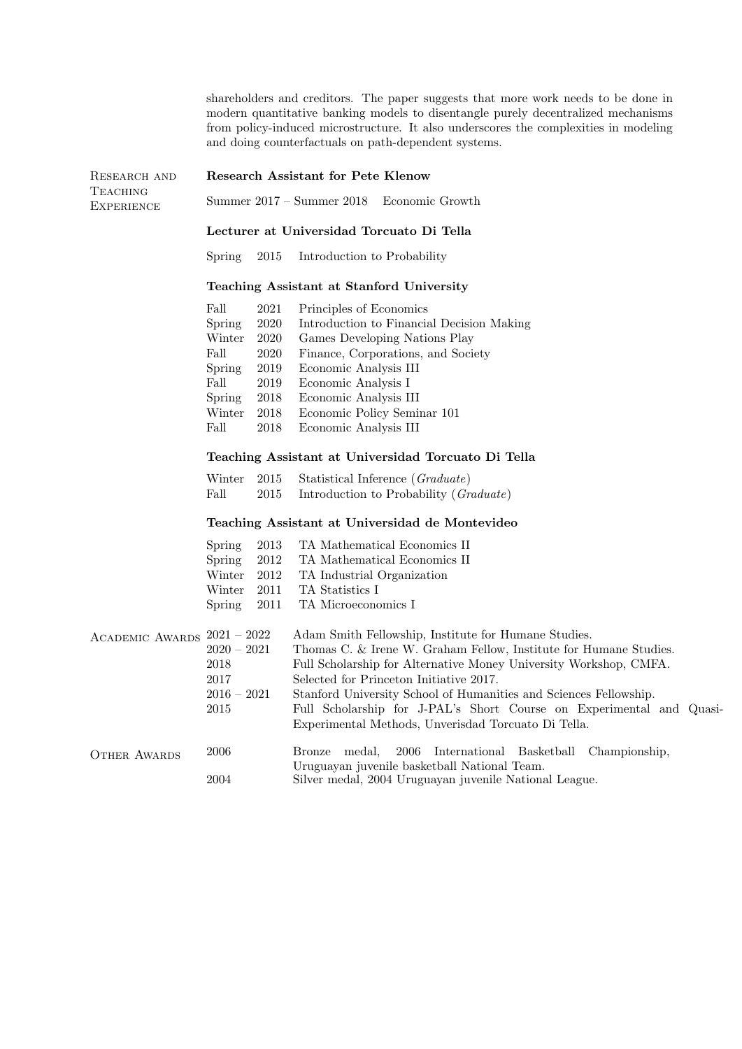shareholders and creditors. The paper suggests that more work needs to be done in modern quantitative banking models to disentangle purely decentralized mechanisms from policy-induced microstructure. It also underscores the complexities in modeling and doing counterfactuals on path-dependent systems.

## Research and Teaching Experience

**Research Assistant for Pete Klenow**

Summer 2017 – Summer 2018 Economic Growth

**Lecturer at Universidad Torcuato Di Tella**

Spring 2015 Introduction to Probability

**Teaching Assistant at Stanford University**

| | | |
|---|---|---|
| Fall | 2021 | Principles of Economics |
| Spring | 2020 | Introduction to Financial Decision Making |
| Winter | 2020 | Games Developing Nations Play |
| Fall | 2020 | Finance, Corporations, and Society |
| Spring | 2019 | Economic Analysis III |
| Fall | 2019 | Economic Analysis I |
| Spring | 2018 | Economic Analysis III |
| Winter | 2018 | Economic Policy Seminar 101 |
| Fall | 2018 | Economic Analysis III |

**Teaching Assistant at Universidad Torcuato Di Tella**

| | | |
|---|---|---|
| Winter | 2015 | Statistical Inference (*Graduate*) |
| Fall | 2015 | Introduction to Probability (*Graduate*) |

**Teaching Assistant at Universidad de Montevideo**

| | | |
|---|---|---|
| Spring | 2013 | TA Mathematical Economics II |
| Spring | 2012 | TA Mathematical Economics II |
| Winter | 2012 | TA Industrial Organization |
| Winter | 2011 | TA Statistics I |
| Spring | 2011 | TA Microeconomics I |

## Academic Awards

| | |
|---|---|
| 2021 – 2022 | Adam Smith Fellowship, Institute for Humane Studies. |
| 2020 – 2021 | Thomas C. & Irene W. Graham Fellow, Institute for Humane Studies. |
| 2018 | Full Scholarship for Alternative Money University Workshop, CMFA. |
| 2017 | Selected for Princeton Initiative 2017. |
| 2016 – 2021 | Stanford University School of Humanities and Sciences Fellowship. |
| 2015 | Full Scholarship for J-PAL's Short Course on Experimental and Quasi-Experimental Methods, Unverisdad Torcuato Di Tella. |

## Other Awards

| | |
|---|---|
| 2006 | Bronze medal, 2006 International Basketball Championship, Uruguayan juvenile basketball National Team. |
| 2004 | Silver medal, 2004 Uruguayan juvenile National League. |